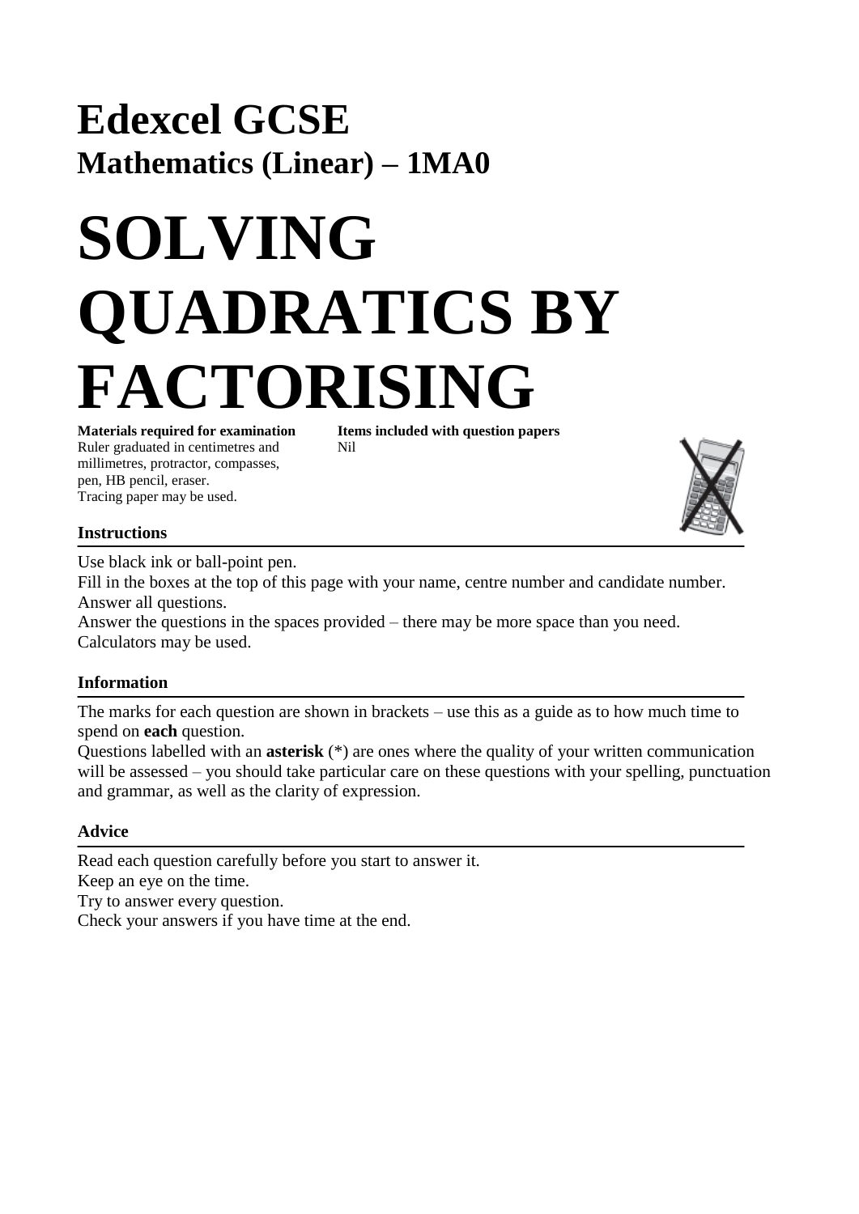# Edexcel GCSE

## Mathematics (Linear) – 1MA0

# SOLVING QUADRATICS BY FACTORISING

**Materials required for examination**
Ruler graduated in centimetres and millimetres, protractor, compasses, pen, HB pencil, eraser.
Tracing paper may be used.

**Items included with question papers**
Nil

### Instructions

Use black ink or ball-point pen.
Fill in the boxes at the top of this page with your name, centre number and candidate number.
Answer all questions.
Answer the questions in the spaces provided – there may be more space than you need.
Calculators may be used.

### Information

The marks for each question are shown in brackets – use this as a guide as to how much time to spend on **each** question.
Questions labelled with an **asterisk** (*) are ones where the quality of your written communication will be assessed – you should take particular care on these questions with your spelling, punctuation and grammar, as well as the clarity of expression.

### Advice

Read each question carefully before you start to answer it.
Keep an eye on the time.
Try to answer every question.
Check your answers if you have time at the end.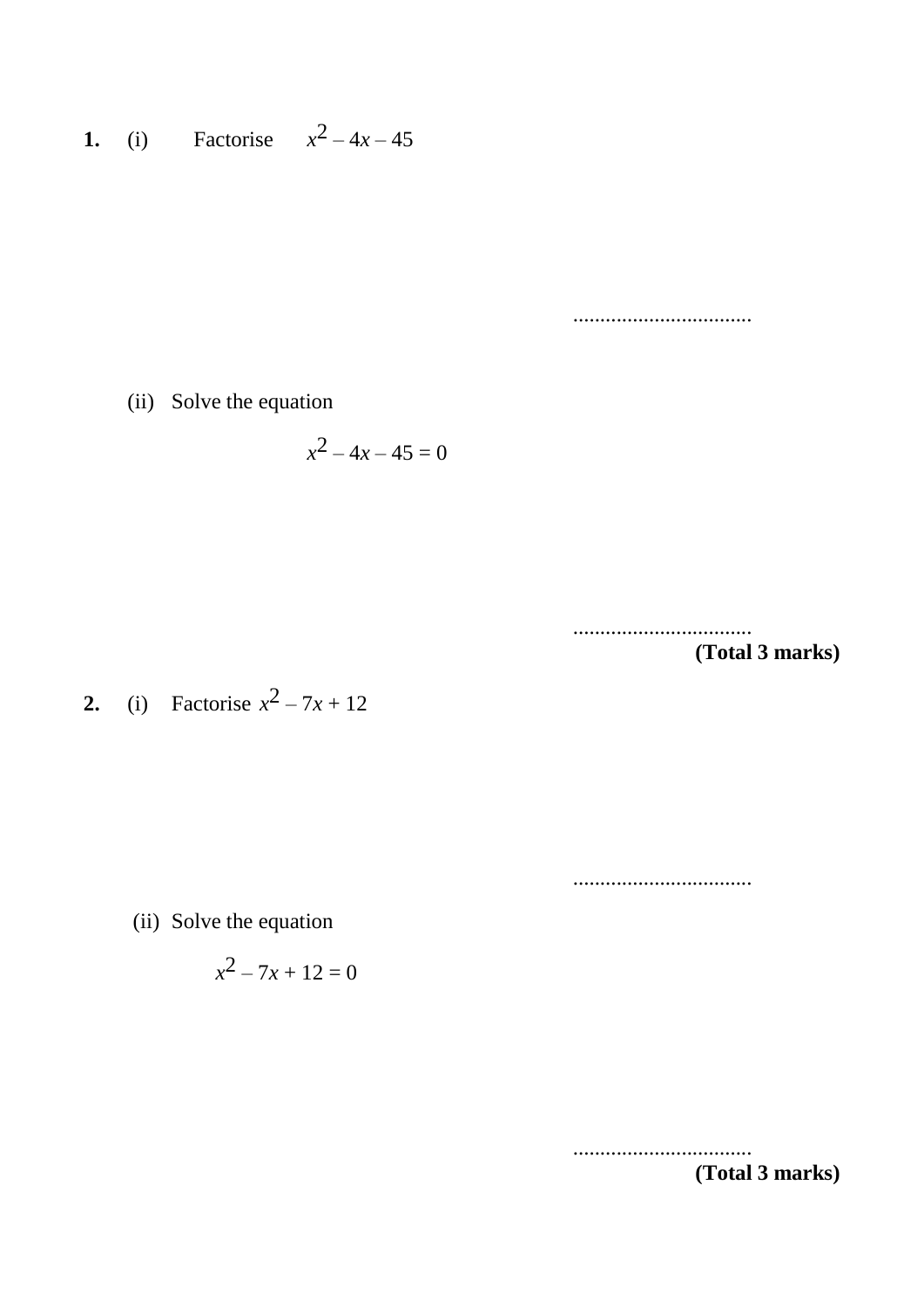**1.** (i) Factorise $x^2 - 4x - 45$

.................................

(ii) Solve the equation

$$x^2 - 4x - 45 = 0$$

.................................

**(Total 3 marks)**

**2.** (i) Factorise $x^2 - 7x + 12$

.................................

(ii) Solve the equation

$$x^2 - 7x + 12 = 0$$

.................................

**(Total 3 marks)**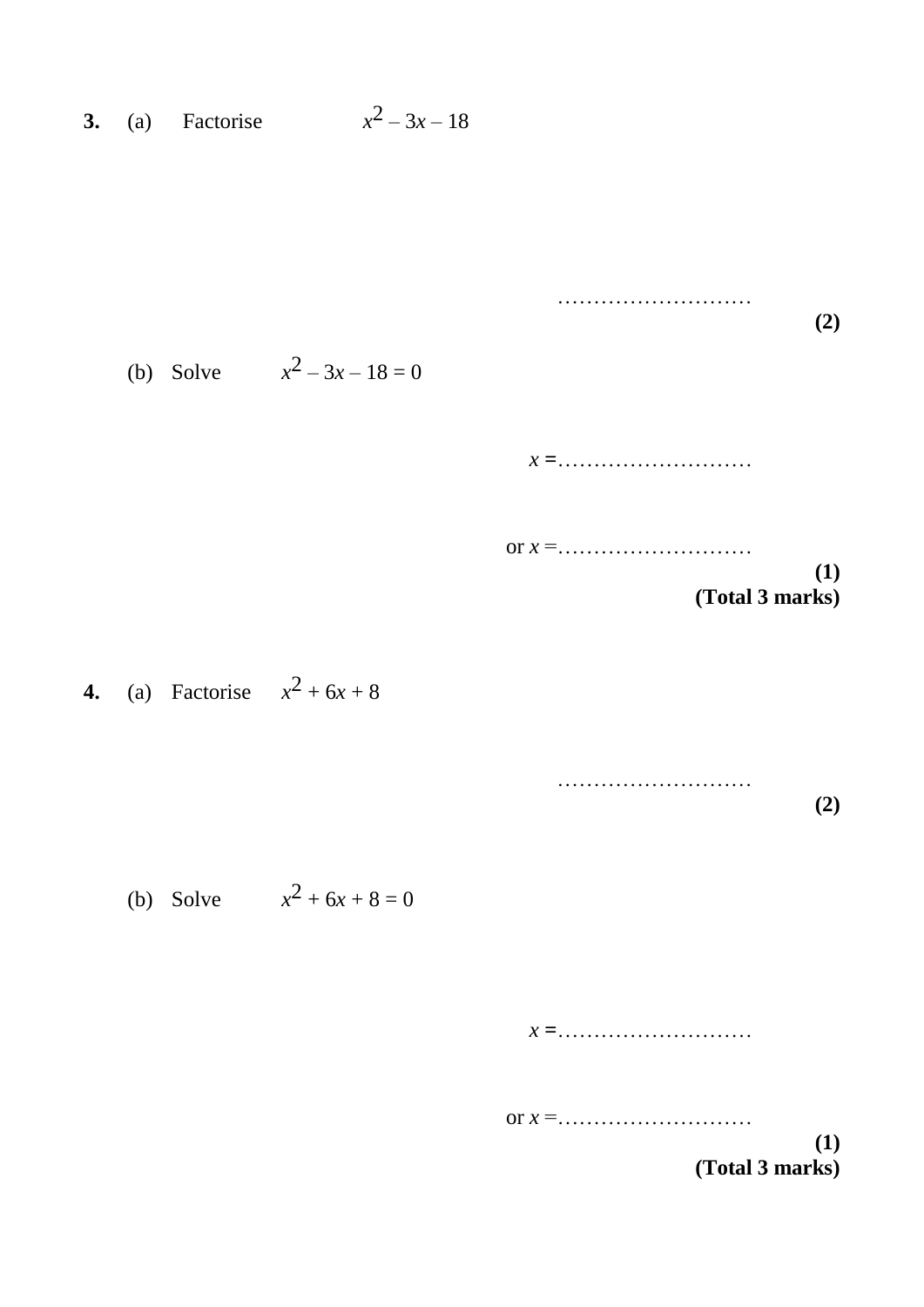**3.** (a) Factorise $x^2 - 3x - 18$

………………………

**(2)**

(b) Solve $x^2 - 3x - 18 = 0$

$x =$………………………

or $x =$………………………

**(1)**
**(Total 3 marks)**

**4.** (a) Factorise $x^2 + 6x + 8$

………………………

**(2)**

(b) Solve $x^2 + 6x + 8 = 0$

$x =$………………………

or $x =$………………………

**(1)**
**(Total 3 marks)**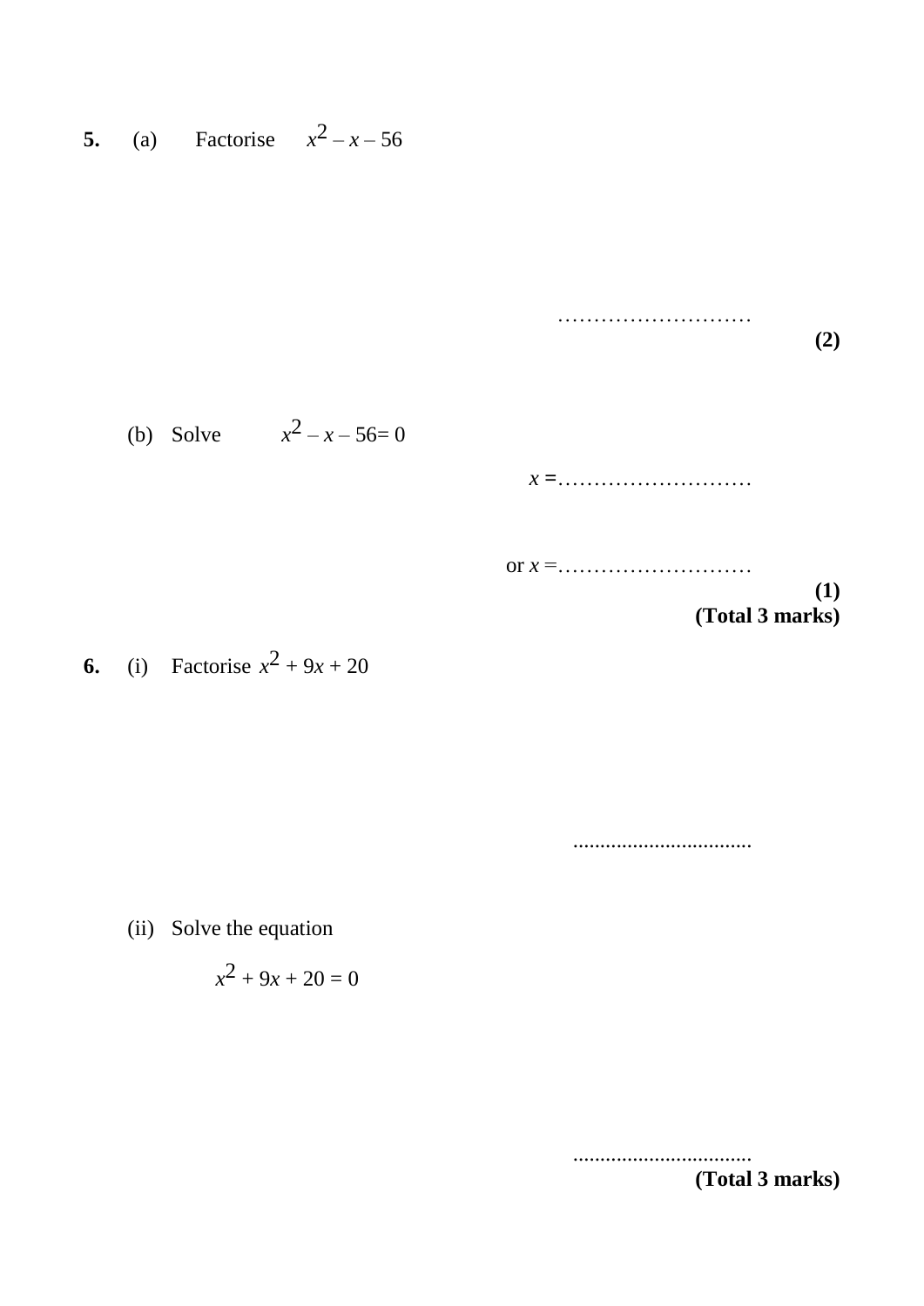**5.** (a) Factorise $x^2 - x - 56$

…………………………

**(2)**

(b) Solve $x^2 - x - 56 = 0$

$x =$…………………………

or $x =$…………………………

**(1)**

**(Total 3 marks)**

**6.** (i) Factorise $x^2 + 9x + 20$

.................................

(ii) Solve the equation

$x^2 + 9x + 20 = 0$

.................................

**(Total 3 marks)**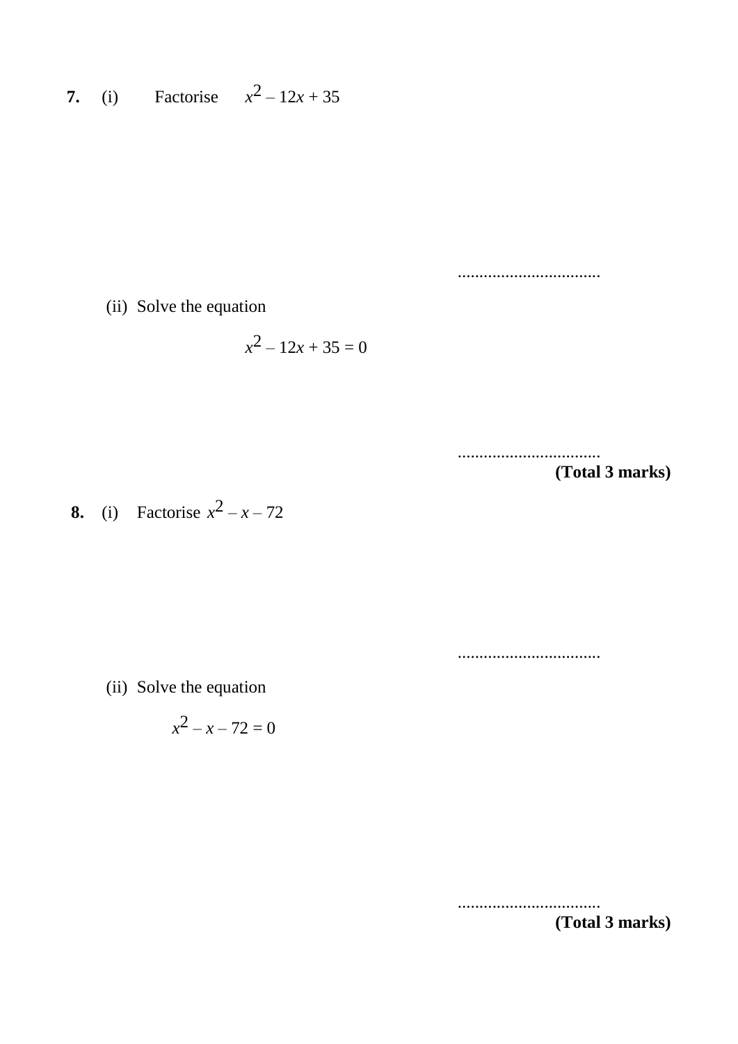**7.** (i) Factorise $x^2 - 12x + 35$

.................................

(ii) Solve the equation

$$x^2 - 12x + 35 = 0$$

.................................

**(Total 3 marks)**

**8.** (i) Factorise $x^2 - x - 72$

.................................

(ii) Solve the equation

$$x^2 - x - 72 = 0$$

.................................

**(Total 3 marks)**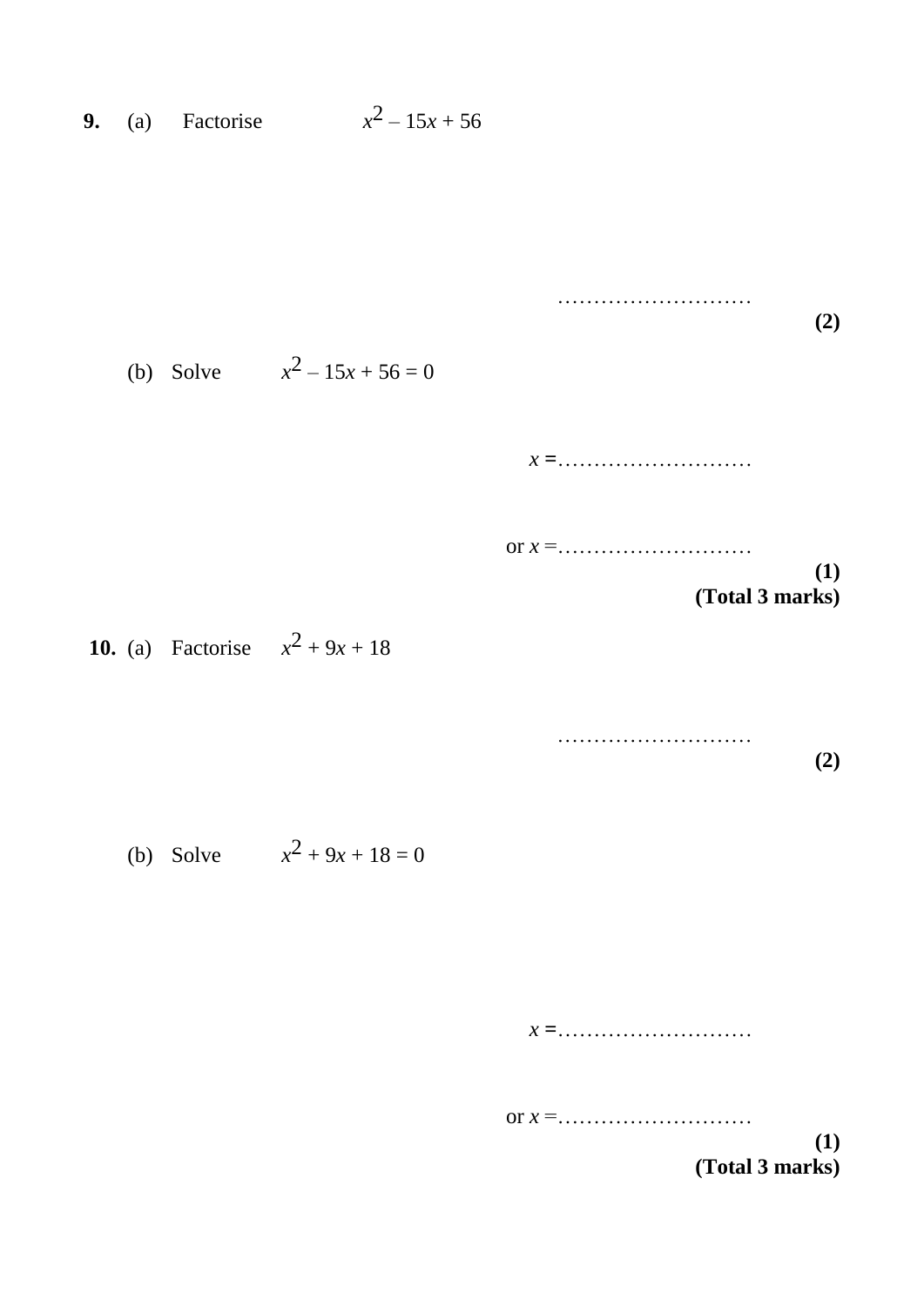**9.** (a) Factorise $x^2 - 15x + 56$

…………………………

**(2)**

(b) Solve $x^2 - 15x + 56 = 0$

$x =$…………………………

or $x =$…………………………

**(1)**

**(Total 3 marks)**

**10.** (a) Factorise $x^2 + 9x + 18$

…………………………

**(2)**

(b) Solve $x^2 + 9x + 18 = 0$

$x =$…………………………

or $x =$…………………………

**(1)**

**(Total 3 marks)**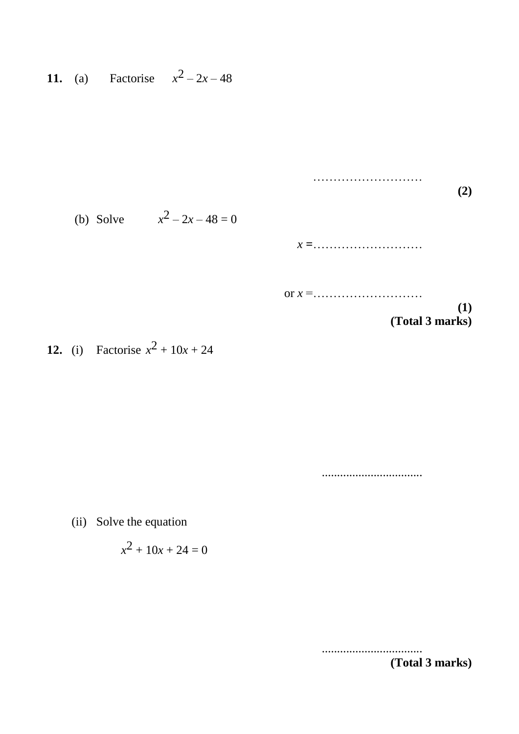**11.** (a) Factorise $x^2 - 2x - 48$

...........................

**(2)**

(b) Solve $x^2 - 2x - 48 = 0$

$x =$...........................

or $x =$...........................

**(1)**
**(Total 3 marks)**

**12.** (i) Factorise $x^2 + 10x + 24$

.................................

(ii) Solve the equation

$$x^2 + 10x + 24 = 0$$

.................................

**(Total 3 marks)**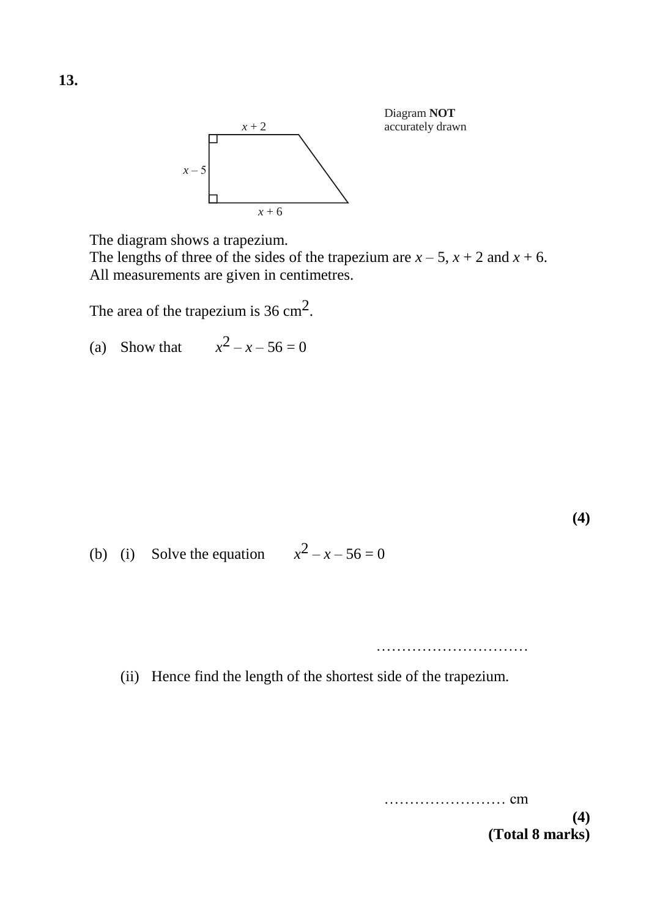**13.**

Diagram **NOT** accurately drawn

$x + 2$

$x - 5$

$x + 6$

The diagram shows a trapezium.
The lengths of three of the sides of the trapezium are $x - 5$, $x + 2$ and $x + 6$.
All measurements are given in centimetres.

The area of the trapezium is 36 $cm^2$.

(a) Show that $x^2 - x - 56 = 0$

**(4)**

(b) (i) Solve the equation $x^2 - x - 56 = 0$

…………………………

(ii) Hence find the length of the shortest side of the trapezium.

…………………… cm

**(4)**
**(Total 8 marks)**